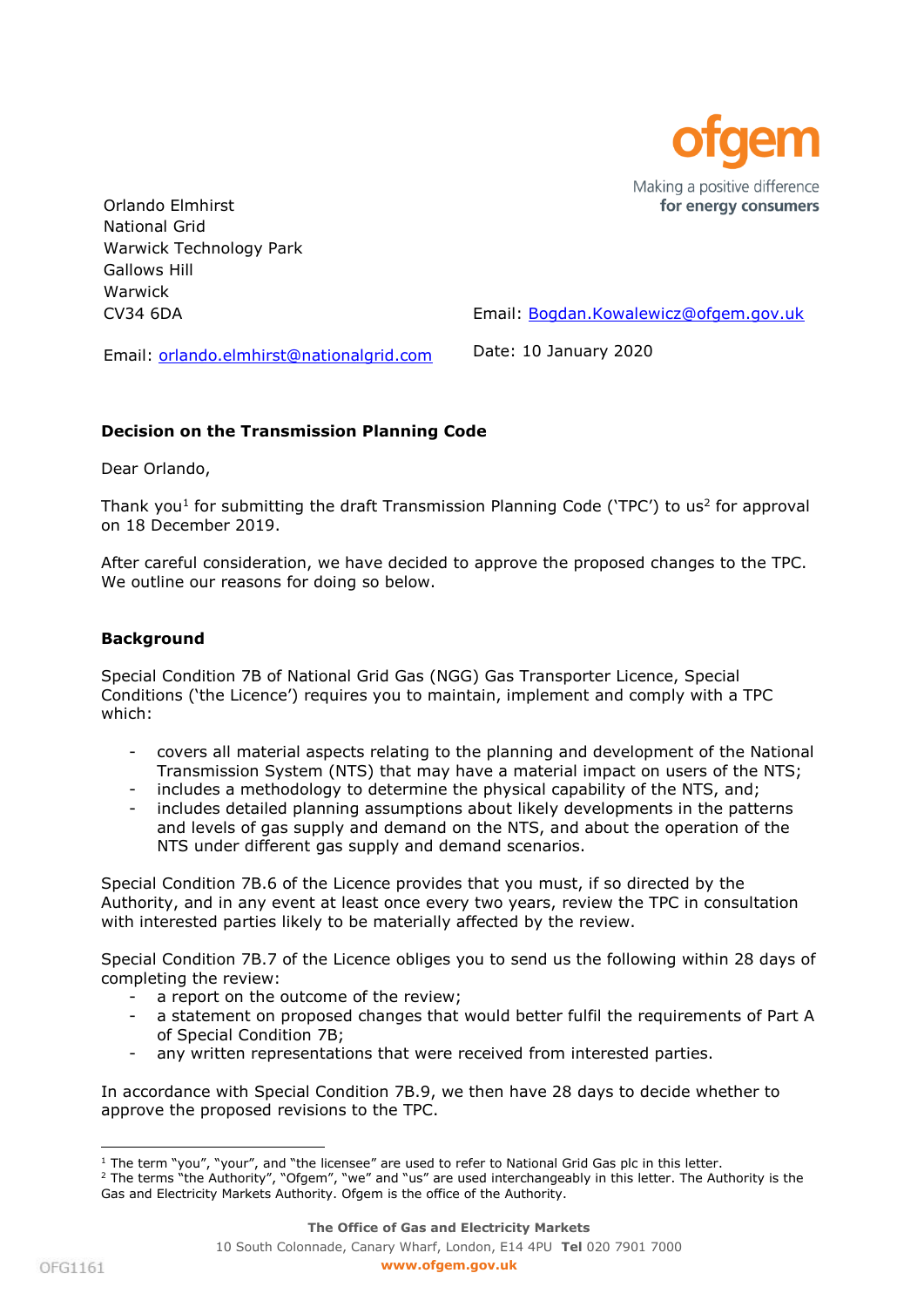ofgem

Making a positive difference
**for energy consumers**

Orlando Elmhirst
National Grid
Warwick Technology Park
Gallows Hill
Warwick
CV34 6DA

Email: orlando.elmhirst@nationalgrid.com

Email: Bogdan.Kowalewicz@ofgem.gov.uk

Date: 10 January 2020

**Decision on the Transmission Planning Code**

Dear Orlando,

Thank you[1] for submitting the draft Transmission Planning Code ('TPC') to us[2] for approval on 18 December 2019.

After careful consideration, we have decided to approve the proposed changes to the TPC. We outline our reasons for doing so below.

**Background**

Special Condition 7B of National Grid Gas (NGG) Gas Transporter Licence, Special Conditions ('the Licence') requires you to maintain, implement and comply with a TPC which:

- covers all material aspects relating to the planning and development of the National Transmission System (NTS) that may have a material impact on users of the NTS;
- includes a methodology to determine the physical capability of the NTS, and;
- includes detailed planning assumptions about likely developments in the patterns and levels of gas supply and demand on the NTS, and about the operation of the NTS under different gas supply and demand scenarios.

Special Condition 7B.6 of the Licence provides that you must, if so directed by the Authority, and in any event at least once every two years, review the TPC in consultation with interested parties likely to be materially affected by the review.

Special Condition 7B.7 of the Licence obliges you to send us the following within 28 days of completing the review:

- a report on the outcome of the review;
- a statement on proposed changes that would better fulfil the requirements of Part A of Special Condition 7B;
- any written representations that were received from interested parties.

In accordance with Special Condition 7B.9, we then have 28 days to decide whether to approve the proposed revisions to the TPC.

[1] The term "you", "your", and "the licensee" are used to refer to National Grid Gas plc in this letter.
[2] The terms "the Authority", "Ofgem", "we" and "us" are used interchangeably in this letter. The Authority is the Gas and Electricity Markets Authority. Ofgem is the office of the Authority.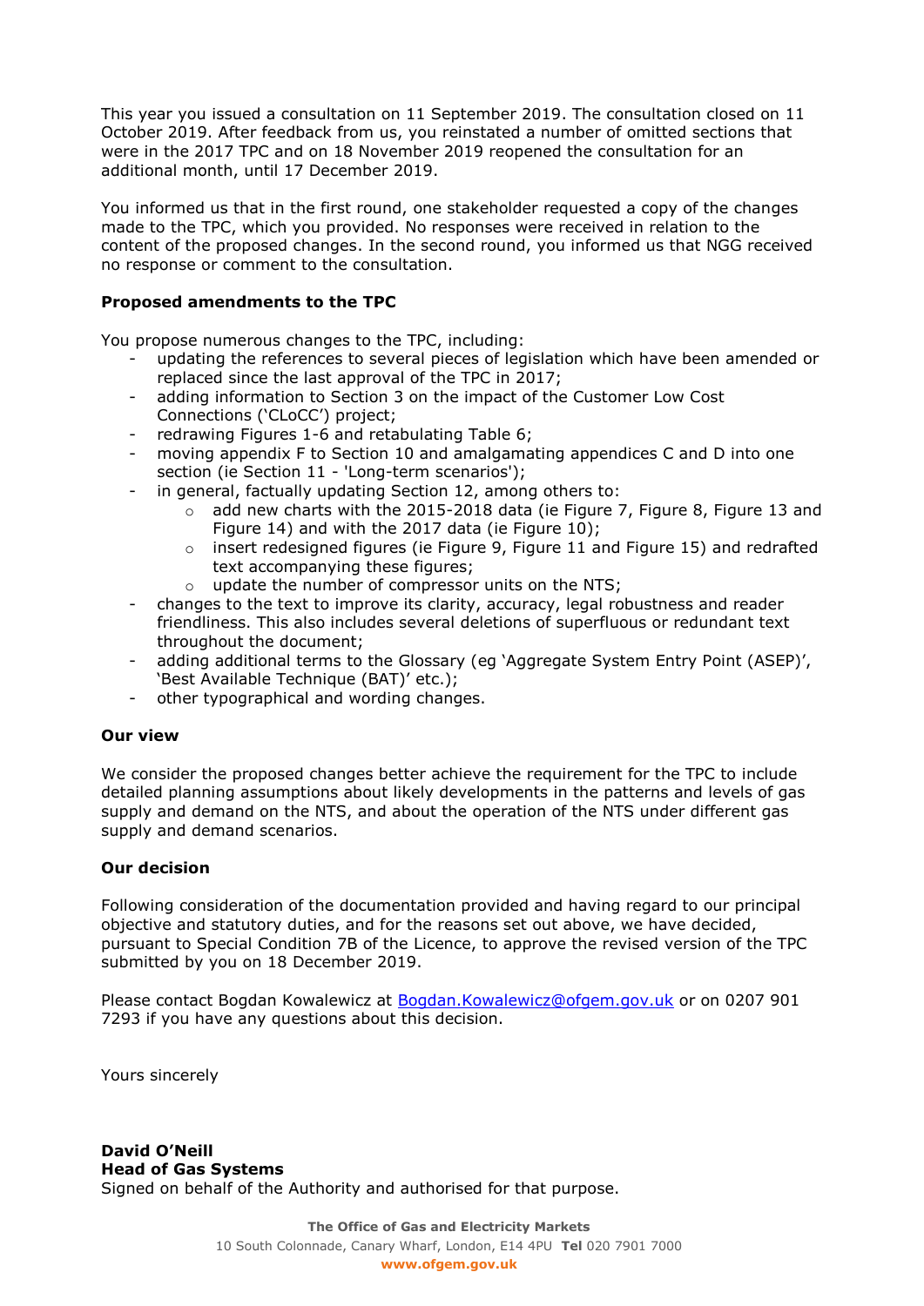This year you issued a consultation on 11 September 2019. The consultation closed on 11 October 2019. After feedback from us, you reinstated a number of omitted sections that were in the 2017 TPC and on 18 November 2019 reopened the consultation for an additional month, until 17 December 2019.

You informed us that in the first round, one stakeholder requested a copy of the changes made to the TPC, which you provided. No responses were received in relation to the content of the proposed changes. In the second round, you informed us that NGG received no response or comment to the consultation.

**Proposed amendments to the TPC**

You propose numerous changes to the TPC, including:

- updating the references to several pieces of legislation which have been amended or replaced since the last approval of the TPC in 2017;
- adding information to Section 3 on the impact of the Customer Low Cost Connections ('CLoCC') project;
- redrawing Figures 1-6 and retabulating Table 6;
- moving appendix F to Section 10 and amalgamating appendices C and D into one section (ie Section 11 - 'Long-term scenarios');
- in general, factually updating Section 12, among others to:
  - add new charts with the 2015-2018 data (ie Figure 7, Figure 8, Figure 13 and Figure 14) and with the 2017 data (ie Figure 10);
  - insert redesigned figures (ie Figure 9, Figure 11 and Figure 15) and redrafted text accompanying these figures;
  - update the number of compressor units on the NTS;
- changes to the text to improve its clarity, accuracy, legal robustness and reader friendliness. This also includes several deletions of superfluous or redundant text throughout the document;
- adding additional terms to the Glossary (eg 'Aggregate System Entry Point (ASEP)', 'Best Available Technique (BAT)' etc.);
- other typographical and wording changes.

**Our view**

We consider the proposed changes better achieve the requirement for the TPC to include detailed planning assumptions about likely developments in the patterns and levels of gas supply and demand on the NTS, and about the operation of the NTS under different gas supply and demand scenarios.

**Our decision**

Following consideration of the documentation provided and having regard to our principal objective and statutory duties, and for the reasons set out above, we have decided, pursuant to Special Condition 7B of the Licence, to approve the revised version of the TPC submitted by you on 18 December 2019.

Please contact Bogdan Kowalewicz at Bogdan.Kowalewicz@ofgem.gov.uk or on 0207 901 7293 if you have any questions about this decision.

Yours sincerely

**David O'Neill**
**Head of Gas Systems**
Signed on behalf of the Authority and authorised for that purpose.

**The Office of Gas and Electricity Markets**
10 South Colonnade, Canary Wharf, London, E14 4PU **Tel** 020 7901 7000
**www.ofgem.gov.uk**